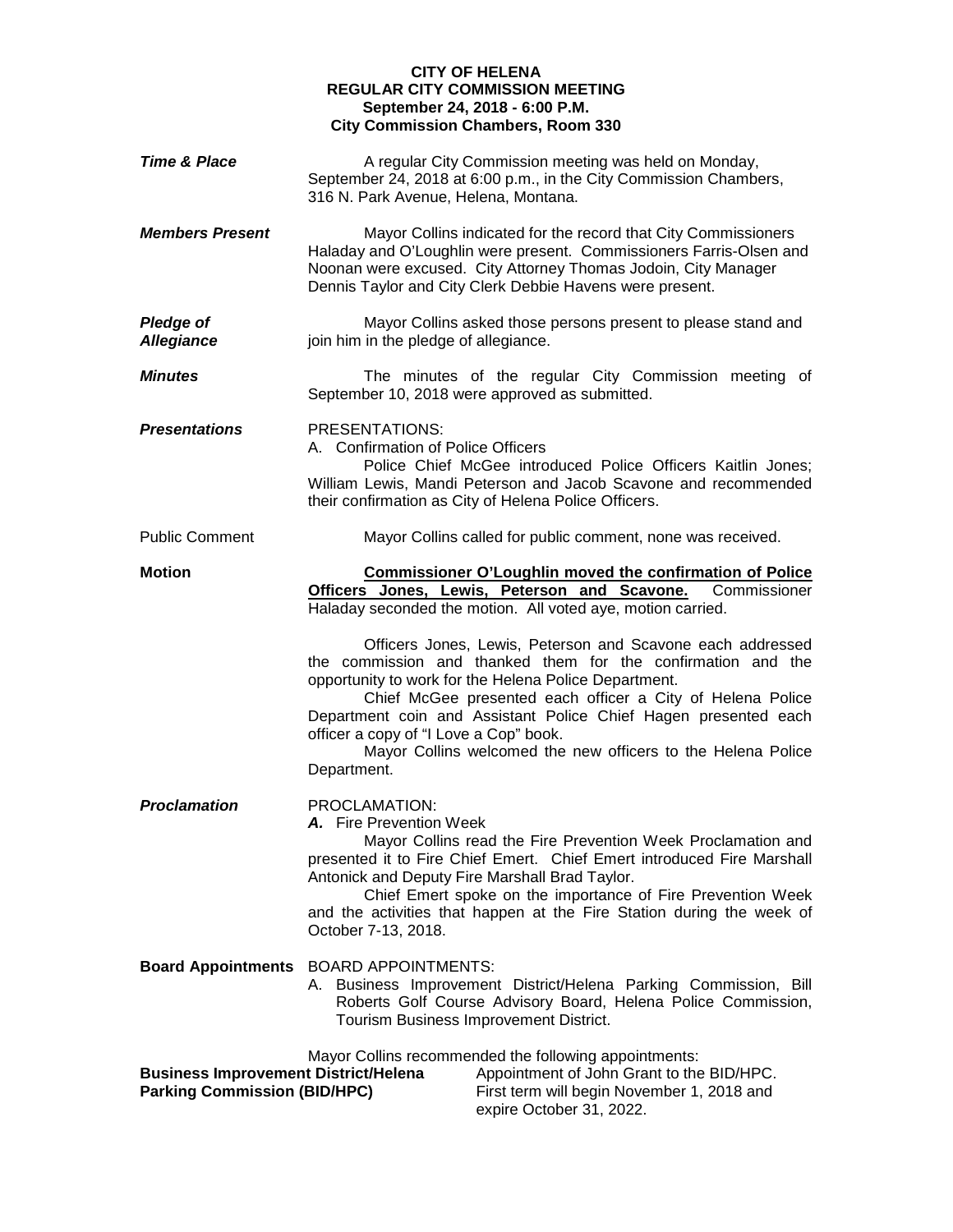**CITY OF HELENA**
**REGULAR CITY COMMISSION MEETING**
**September 24, 2018 - 6:00 P.M.**
**City Commission Chambers, Room 330**

***Time & Place***

A regular City Commission meeting was held on Monday, September 24, 2018 at 6:00 p.m., in the City Commission Chambers, 316 N. Park Avenue, Helena, Montana.

***Members Present***

Mayor Collins indicated for the record that City Commissioners Haladay and O'Loughlin were present. Commissioners Farris-Olsen and Noonan were excused. City Attorney Thomas Jodoin, City Manager Dennis Taylor and City Clerk Debbie Havens were present.

***Pledge of Allegiance***

Mayor Collins asked those persons present to please stand and join him in the pledge of allegiance.

***Minutes***

The minutes of the regular City Commission meeting of September 10, 2018 were approved as submitted.

***Presentations***

PRESENTATIONS:

A. Confirmation of Police Officers

Police Chief McGee introduced Police Officers Kaitlin Jones; William Lewis, Mandi Peterson and Jacob Scavone and recommended their confirmation as City of Helena Police Officers.

Public Comment

Mayor Collins called for public comment, none was received.

**Motion**

**Commissioner O'Loughlin moved the confirmation of Police Officers Jones, Lewis, Peterson and Scavone.** Commissioner Haladay seconded the motion. All voted aye, motion carried.

Officers Jones, Lewis, Peterson and Scavone each addressed the commission and thanked them for the confirmation and the opportunity to work for the Helena Police Department.

Chief McGee presented each officer a City of Helena Police Department coin and Assistant Police Chief Hagen presented each officer a copy of "I Love a Cop" book.

Mayor Collins welcomed the new officers to the Helena Police Department.

***Proclamation***

PROCLAMATION:

***A.*** Fire Prevention Week

Mayor Collins read the Fire Prevention Week Proclamation and presented it to Fire Chief Emert. Chief Emert introduced Fire Marshall Antonick and Deputy Fire Marshall Brad Taylor.

Chief Emert spoke on the importance of Fire Prevention Week and the activities that happen at the Fire Station during the week of October 7-13, 2018.

**Board Appointments**

BOARD APPOINTMENTS:

A. Business Improvement District/Helena Parking Commission, Bill Roberts Golf Course Advisory Board, Helena Police Commission, Tourism Business Improvement District.

Mayor Collins recommended the following appointments:

**Business Improvement District/Helena Parking Commission (BID/HPC)**

Appointment of John Grant to the BID/HPC. First term will begin November 1, 2018 and expire October 31, 2022.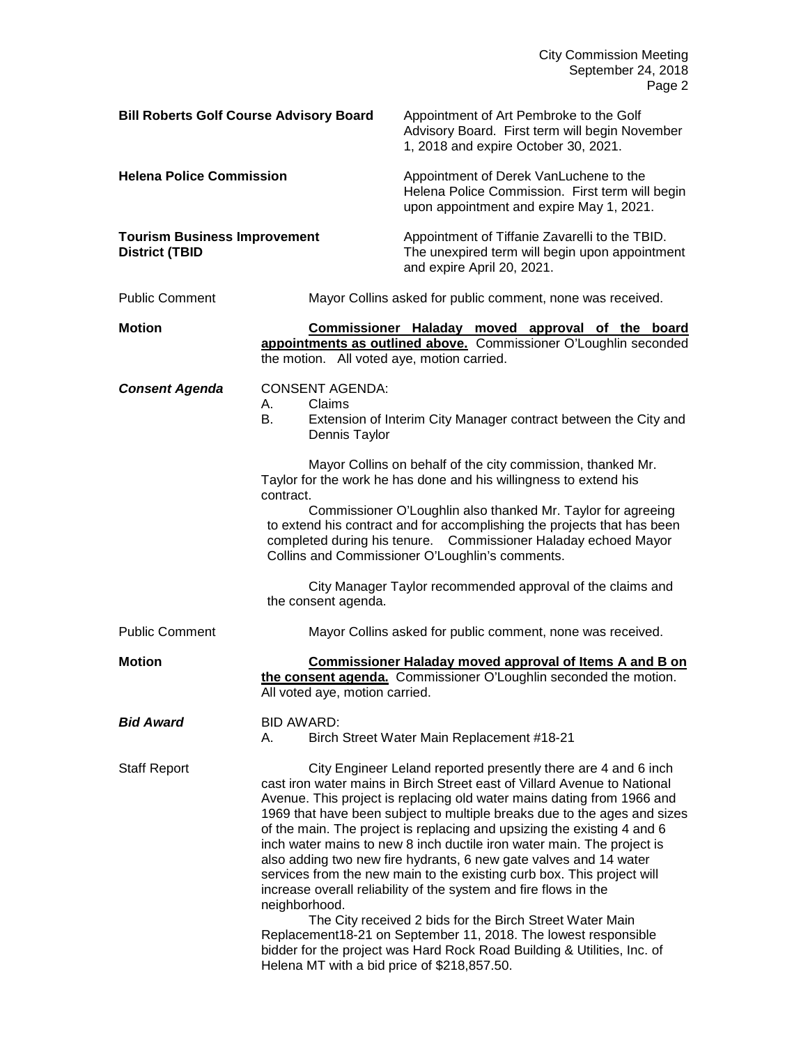**Bill Roberts Golf Course Advisory Board** — Appointment of Art Pembroke to the Golf Advisory Board. First term will begin November 1, 2018 and expire October 30, 2021.

**Helena Police Commission** — Appointment of Derek VanLuchene to the Helena Police Commission. First term will begin upon appointment and expire May 1, 2021.

**Tourism Business Improvement District (TBID** — Appointment of Tiffanie Zavarelli to the TBID. The unexpired term will begin upon appointment and expire April 20, 2021.

Public Comment — Mayor Collins asked for public comment, none was received.

**Motion** — **Commissioner Haladay moved approval of the board appointments as outlined above.** Commissioner O'Loughlin seconded the motion. All voted aye, motion carried.

***Consent Agenda*** — CONSENT AGENDA:

A. Claims
B. Extension of Interim City Manager contract between the City and Dennis Taylor

Mayor Collins on behalf of the city commission, thanked Mr. Taylor for the work he has done and his willingness to extend his contract.

Commissioner O'Loughlin also thanked Mr. Taylor for agreeing to extend his contract and for accomplishing the projects that has been completed during his tenure. Commissioner Haladay echoed Mayor Collins and Commissioner O'Loughlin's comments.

City Manager Taylor recommended approval of the claims and the consent agenda.

Public Comment — Mayor Collins asked for public comment, none was received.

**Motion** — **Commissioner Haladay moved approval of Items A and B on the consent agenda.** Commissioner O'Loughlin seconded the motion. All voted aye, motion carried.

***Bid Award*** — BID AWARD:

A. Birch Street Water Main Replacement #18-21

Staff Report — City Engineer Leland reported presently there are 4 and 6 inch cast iron water mains in Birch Street east of Villard Avenue to National Avenue. This project is replacing old water mains dating from 1966 and 1969 that have been subject to multiple breaks due to the ages and sizes of the main. The project is replacing and upsizing the existing 4 and 6 inch water mains to new 8 inch ductile iron water main. The project is also adding two new fire hydrants, 6 new gate valves and 14 water services from the new main to the existing curb box. This project will increase overall reliability of the system and fire flows in the neighborhood.

The City received 2 bids for the Birch Street Water Main Replacement18-21 on September 11, 2018. The lowest responsible bidder for the project was Hard Rock Road Building & Utilities, Inc. of Helena MT with a bid price of $218,857.50.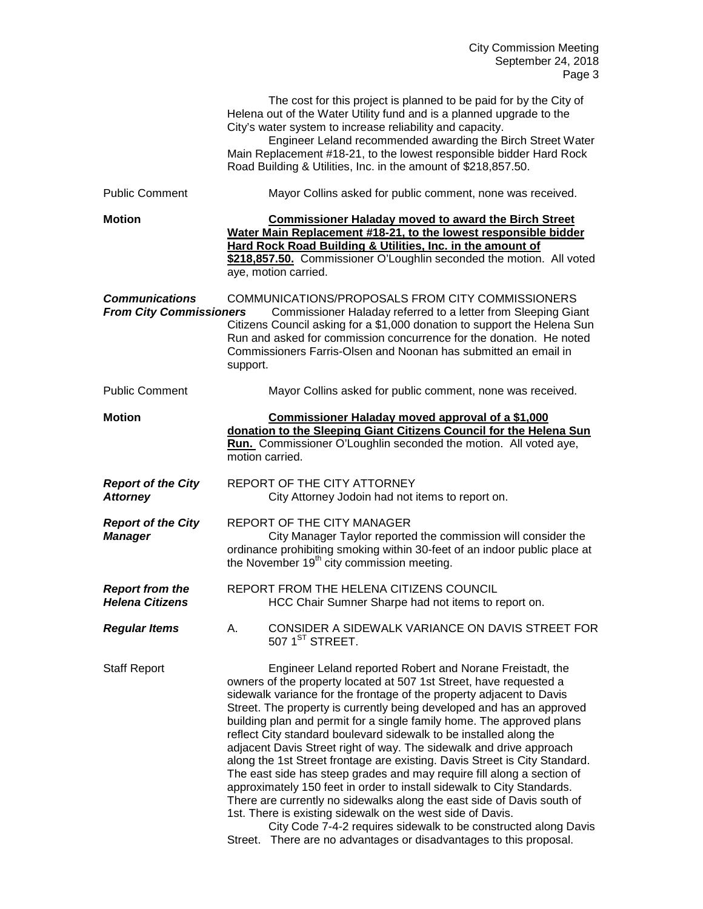The cost for this project is planned to be paid for by the City of Helena out of the Water Utility fund and is a planned upgrade to the City's water system to increase reliability and capacity.

Engineer Leland recommended awarding the Birch Street Water Main Replacement #18-21, to the lowest responsible bidder Hard Rock Road Building & Utilities, Inc. in the amount of $218,857.50.

Public Comment

Mayor Collins asked for public comment, none was received.

**Motion**

**Commissioner Haladay moved to award the Birch Street Water Main Replacement #18-21, to the lowest responsible bidder Hard Rock Road Building & Utilities, Inc. in the amount of $218,857.50.** Commissioner O'Loughlin seconded the motion. All voted aye, motion carried.

***Communications From City Commissioners***

COMMUNICATIONS/PROPOSALS FROM CITY COMMISSIONERS

Commissioner Haladay referred to a letter from Sleeping Giant Citizens Council asking for a $1,000 donation to support the Helena Sun Run and asked for commission concurrence for the donation. He noted Commissioners Farris-Olsen and Noonan has submitted an email in support.

Public Comment

Mayor Collins asked for public comment, none was received.

**Motion**

**Commissioner Haladay moved approval of a $1,000 donation to the Sleeping Giant Citizens Council for the Helena Sun Run.** Commissioner O'Loughlin seconded the motion. All voted aye, motion carried.

***Report of the City Attorney***

REPORT OF THE CITY ATTORNEY

City Attorney Jodoin had not items to report on.

***Report of the City Manager***

REPORT OF THE CITY MANAGER

City Manager Taylor reported the commission will consider the ordinance prohibiting smoking within 30-feet of an indoor public place at the November 19th city commission meeting.

***Report from the Helena Citizens***

REPORT FROM THE HELENA CITIZENS COUNCIL

HCC Chair Sumner Sharpe had not items to report on.

***Regular Items***

A. CONSIDER A SIDEWALK VARIANCE ON DAVIS STREET FOR 507 1ST STREET.

Staff Report

Engineer Leland reported Robert and Norane Freistadt, the owners of the property located at 507 1st Street, have requested a sidewalk variance for the frontage of the property adjacent to Davis Street. The property is currently being developed and has an approved building plan and permit for a single family home. The approved plans reflect City standard boulevard sidewalk to be installed along the adjacent Davis Street right of way. The sidewalk and drive approach along the 1st Street frontage are existing. Davis Street is City Standard. The east side has steep grades and may require fill along a section of approximately 150 feet in order to install sidewalk to City Standards. There are currently no sidewalks along the east side of Davis south of 1st. There is existing sidewalk on the west side of Davis.

City Code 7-4-2 requires sidewalk to be constructed along Davis Street. There are no advantages or disadvantages to this proposal.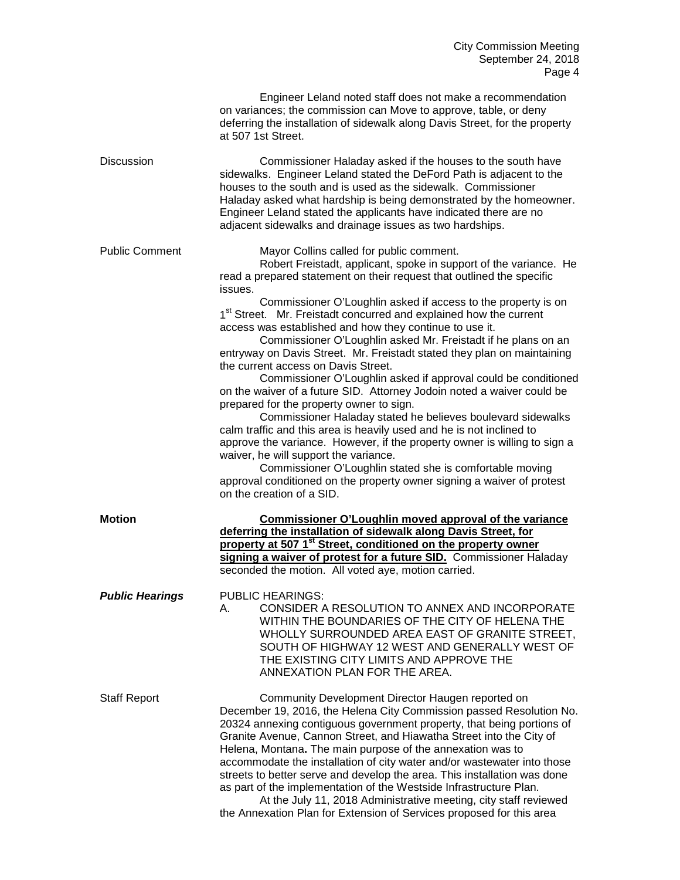Engineer Leland noted staff does not make a recommendation on variances; the commission can Move to approve, table, or deny deferring the installation of sidewalk along Davis Street, for the property at 507 1st Street.

Discussion

Commissioner Haladay asked if the houses to the south have sidewalks. Engineer Leland stated the DeFord Path is adjacent to the houses to the south and is used as the sidewalk. Commissioner Haladay asked what hardship is being demonstrated by the homeowner. Engineer Leland stated the applicants have indicated there are no adjacent sidewalks and drainage issues as two hardships.

Public Comment

Mayor Collins called for public comment.

Robert Freistadt, applicant, spoke in support of the variance. He read a prepared statement on their request that outlined the specific issues.

Commissioner O'Loughlin asked if access to the property is on 1st Street. Mr. Freistadt concurred and explained how the current access was established and how they continue to use it.

Commissioner O'Loughlin asked Mr. Freistadt if he plans on an entryway on Davis Street. Mr. Freistadt stated they plan on maintaining the current access on Davis Street.

Commissioner O'Loughlin asked if approval could be conditioned on the waiver of a future SID. Attorney Jodoin noted a waiver could be prepared for the property owner to sign.

Commissioner Haladay stated he believes boulevard sidewalks calm traffic and this area is heavily used and he is not inclined to approve the variance. However, if the property owner is willing to sign a waiver, he will support the variance.

Commissioner O'Loughlin stated she is comfortable moving approval conditioned on the property owner signing a waiver of protest on the creation of a SID.

**Motion**

**Commissioner O'Loughlin moved approval of the variance deferring the installation of sidewalk along Davis Street, for property at 507 1st Street, conditioned on the property owner signing a waiver of protest for a future SID.** Commissioner Haladay seconded the motion. All voted aye, motion carried.

***Public Hearings***

PUBLIC HEARINGS:

A. CONSIDER A RESOLUTION TO ANNEX AND INCORPORATE WITHIN THE BOUNDARIES OF THE CITY OF HELENA THE WHOLLY SURROUNDED AREA EAST OF GRANITE STREET, SOUTH OF HIGHWAY 12 WEST AND GENERALLY WEST OF THE EXISTING CITY LIMITS AND APPROVE THE ANNEXATION PLAN FOR THE AREA.

Staff Report

Community Development Director Haugen reported on December 19, 2016, the Helena City Commission passed Resolution No. 20324 annexing contiguous government property, that being portions of Granite Avenue, Cannon Street, and Hiawatha Street into the City of Helena, Montana**.** The main purpose of the annexation was to accommodate the installation of city water and/or wastewater into those streets to better serve and develop the area. This installation was done as part of the implementation of the Westside Infrastructure Plan.

At the July 11, 2018 Administrative meeting, city staff reviewed the Annexation Plan for Extension of Services proposed for this area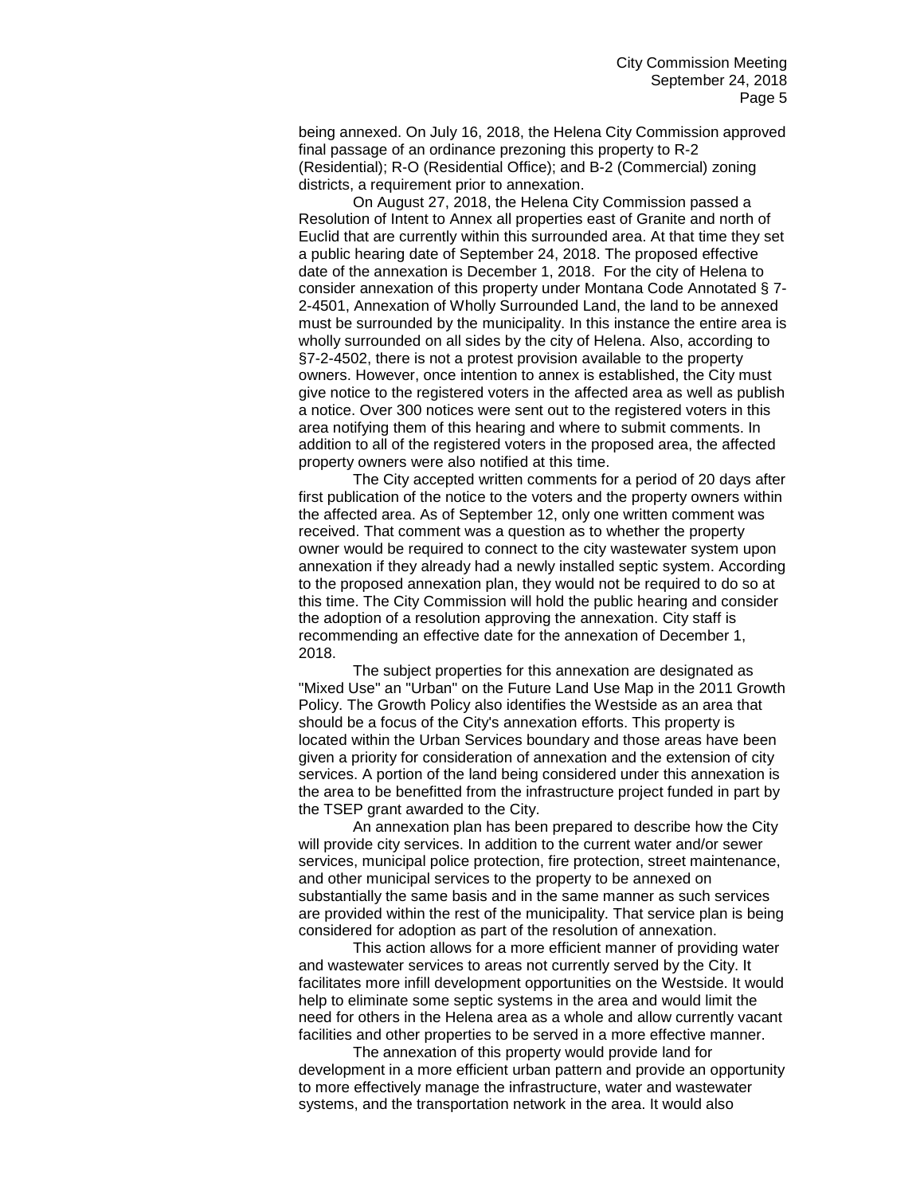being annexed. On July 16, 2018, the Helena City Commission approved final passage of an ordinance prezoning this property to R-2 (Residential); R-O (Residential Office); and B-2 (Commercial) zoning districts, a requirement prior to annexation.

On August 27, 2018, the Helena City Commission passed a Resolution of Intent to Annex all properties east of Granite and north of Euclid that are currently within this surrounded area. At that time they set a public hearing date of September 24, 2018. The proposed effective date of the annexation is December 1, 2018. For the city of Helena to consider annexation of this property under Montana Code Annotated § 7-2-4501, Annexation of Wholly Surrounded Land, the land to be annexed must be surrounded by the municipality. In this instance the entire area is wholly surrounded on all sides by the city of Helena. Also, according to §7-2-4502, there is not a protest provision available to the property owners. However, once intention to annex is established, the City must give notice to the registered voters in the affected area as well as publish a notice. Over 300 notices were sent out to the registered voters in this area notifying them of this hearing and where to submit comments. In addition to all of the registered voters in the proposed area, the affected property owners were also notified at this time.

The City accepted written comments for a period of 20 days after first publication of the notice to the voters and the property owners within the affected area. As of September 12, only one written comment was received. That comment was a question as to whether the property owner would be required to connect to the city wastewater system upon annexation if they already had a newly installed septic system. According to the proposed annexation plan, they would not be required to do so at this time. The City Commission will hold the public hearing and consider the adoption of a resolution approving the annexation. City staff is recommending an effective date for the annexation of December 1, 2018.

The subject properties for this annexation are designated as "Mixed Use" an "Urban" on the Future Land Use Map in the 2011 Growth Policy. The Growth Policy also identifies the Westside as an area that should be a focus of the City's annexation efforts. This property is located within the Urban Services boundary and those areas have been given a priority for consideration of annexation and the extension of city services. A portion of the land being considered under this annexation is the area to be benefitted from the infrastructure project funded in part by the TSEP grant awarded to the City.

An annexation plan has been prepared to describe how the City will provide city services. In addition to the current water and/or sewer services, municipal police protection, fire protection, street maintenance, and other municipal services to the property to be annexed on substantially the same basis and in the same manner as such services are provided within the rest of the municipality. That service plan is being considered for adoption as part of the resolution of annexation.

This action allows for a more efficient manner of providing water and wastewater services to areas not currently served by the City. It facilitates more infill development opportunities on the Westside. It would help to eliminate some septic systems in the area and would limit the need for others in the Helena area as a whole and allow currently vacant facilities and other properties to be served in a more effective manner.

The annexation of this property would provide land for development in a more efficient urban pattern and provide an opportunity to more effectively manage the infrastructure, water and wastewater systems, and the transportation network in the area. It would also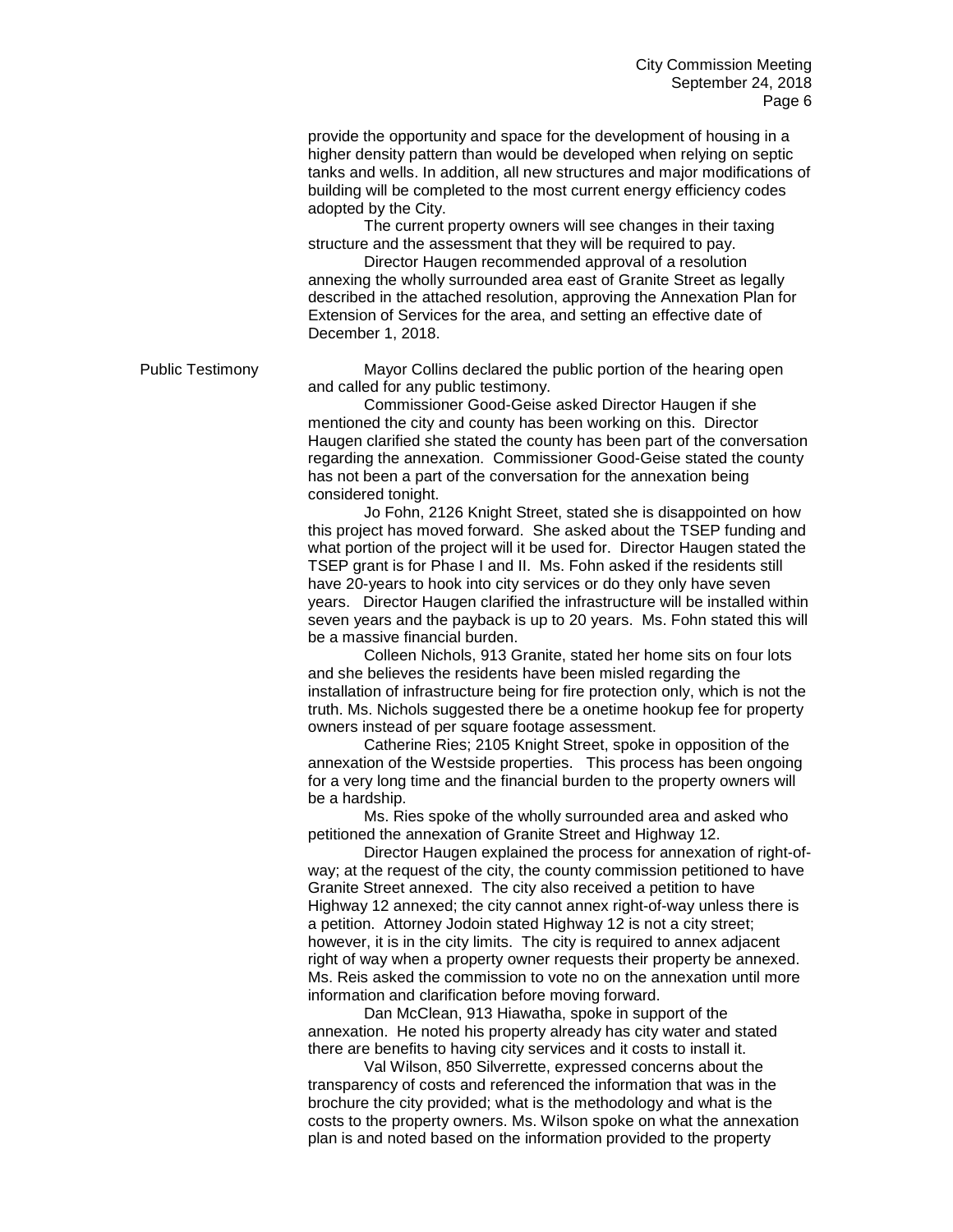provide the opportunity and space for the development of housing in a higher density pattern than would be developed when relying on septic tanks and wells. In addition, all new structures and major modifications of building will be completed to the most current energy efficiency codes adopted by the City.

The current property owners will see changes in their taxing structure and the assessment that they will be required to pay.

Director Haugen recommended approval of a resolution annexing the wholly surrounded area east of Granite Street as legally described in the attached resolution, approving the Annexation Plan for Extension of Services for the area, and setting an effective date of December 1, 2018.

**Public Testimony**

Mayor Collins declared the public portion of the hearing open and called for any public testimony.

Commissioner Good-Geise asked Director Haugen if she mentioned the city and county has been working on this. Director Haugen clarified she stated the county has been part of the conversation regarding the annexation. Commissioner Good-Geise stated the county has not been a part of the conversation for the annexation being considered tonight.

Jo Fohn, 2126 Knight Street, stated she is disappointed on how this project has moved forward. She asked about the TSEP funding and what portion of the project will it be used for. Director Haugen stated the TSEP grant is for Phase I and II. Ms. Fohn asked if the residents still have 20-years to hook into city services or do they only have seven years. Director Haugen clarified the infrastructure will be installed within seven years and the payback is up to 20 years. Ms. Fohn stated this will be a massive financial burden.

Colleen Nichols, 913 Granite, stated her home sits on four lots and she believes the residents have been misled regarding the installation of infrastructure being for fire protection only, which is not the truth. Ms. Nichols suggested there be a onetime hookup fee for property owners instead of per square footage assessment.

Catherine Ries; 2105 Knight Street, spoke in opposition of the annexation of the Westside properties. This process has been ongoing for a very long time and the financial burden to the property owners will be a hardship.

Ms. Ries spoke of the wholly surrounded area and asked who petitioned the annexation of Granite Street and Highway 12.

Director Haugen explained the process for annexation of right-of-way; at the request of the city, the county commission petitioned to have Granite Street annexed. The city also received a petition to have Highway 12 annexed; the city cannot annex right-of-way unless there is a petition. Attorney Jodoin stated Highway 12 is not a city street; however, it is in the city limits. The city is required to annex adjacent right of way when a property owner requests their property be annexed. Ms. Reis asked the commission to vote no on the annexation until more information and clarification before moving forward.

Dan McClean, 913 Hiawatha, spoke in support of the annexation. He noted his property already has city water and stated there are benefits to having city services and it costs to install it.

Val Wilson, 850 Silverrette, expressed concerns about the transparency of costs and referenced the information that was in the brochure the city provided; what is the methodology and what is the costs to the property owners. Ms. Wilson spoke on what the annexation plan is and noted based on the information provided to the property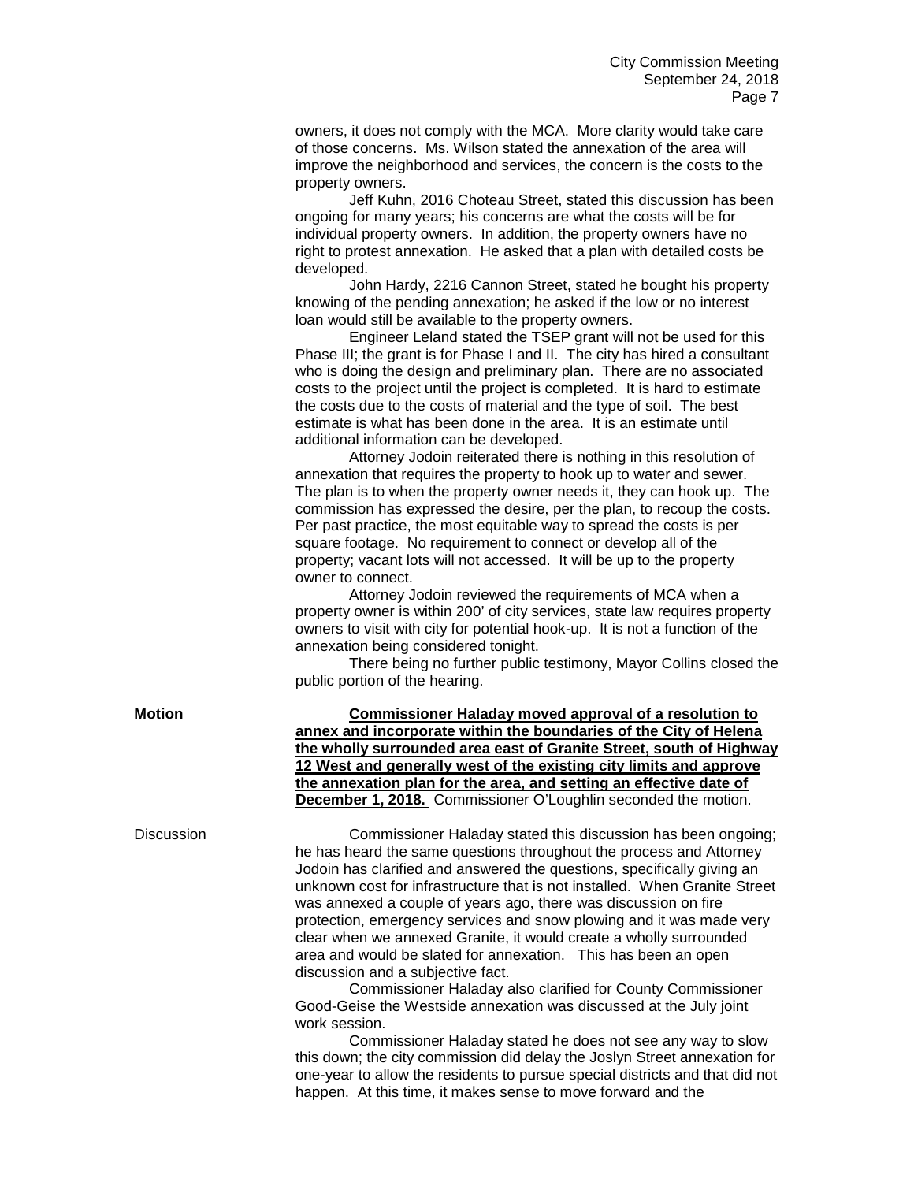owners, it does not comply with the MCA. More clarity would take care of those concerns. Ms. Wilson stated the annexation of the area will improve the neighborhood and services, the concern is the costs to the property owners.

Jeff Kuhn, 2016 Choteau Street, stated this discussion has been ongoing for many years; his concerns are what the costs will be for individual property owners. In addition, the property owners have no right to protest annexation. He asked that a plan with detailed costs be developed.

John Hardy, 2216 Cannon Street, stated he bought his property knowing of the pending annexation; he asked if the low or no interest loan would still be available to the property owners.

Engineer Leland stated the TSEP grant will not be used for this Phase III; the grant is for Phase I and II. The city has hired a consultant who is doing the design and preliminary plan. There are no associated costs to the project until the project is completed. It is hard to estimate the costs due to the costs of material and the type of soil. The best estimate is what has been done in the area. It is an estimate until additional information can be developed.

Attorney Jodoin reiterated there is nothing in this resolution of annexation that requires the property to hook up to water and sewer. The plan is to when the property owner needs it, they can hook up. The commission has expressed the desire, per the plan, to recoup the costs. Per past practice, the most equitable way to spread the costs is per square footage. No requirement to connect or develop all of the property; vacant lots will not accessed. It will be up to the property owner to connect.

Attorney Jodoin reviewed the requirements of MCA when a property owner is within 200' of city services, state law requires property owners to visit with city for potential hook-up. It is not a function of the annexation being considered tonight.

There being no further public testimony, Mayor Collins closed the public portion of the hearing.

**Motion**

**Commissioner Haladay moved approval of a resolution to annex and incorporate within the boundaries of the City of Helena the wholly surrounded area east of Granite Street, south of Highway 12 West and generally west of the existing city limits and approve the annexation plan for the area, and setting an effective date of December 1, 2018.** Commissioner O'Loughlin seconded the motion.

Discussion

Commissioner Haladay stated this discussion has been ongoing; he has heard the same questions throughout the process and Attorney Jodoin has clarified and answered the questions, specifically giving an unknown cost for infrastructure that is not installed. When Granite Street was annexed a couple of years ago, there was discussion on fire protection, emergency services and snow plowing and it was made very clear when we annexed Granite, it would create a wholly surrounded area and would be slated for annexation. This has been an open discussion and a subjective fact.

Commissioner Haladay also clarified for County Commissioner Good-Geise the Westside annexation was discussed at the July joint work session.

Commissioner Haladay stated he does not see any way to slow this down; the city commission did delay the Joslyn Street annexation for one-year to allow the residents to pursue special districts and that did not happen. At this time, it makes sense to move forward and the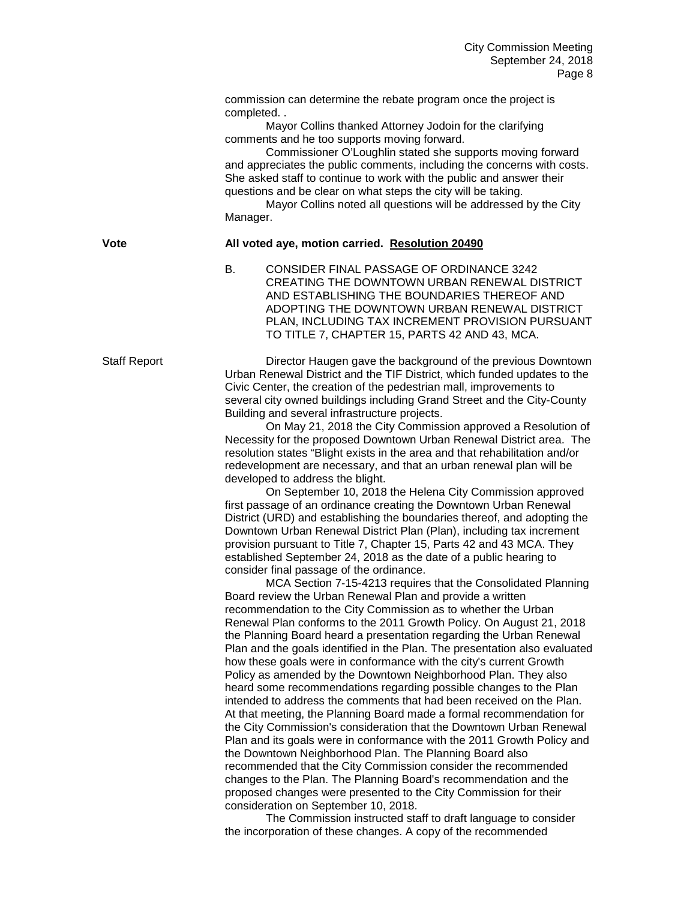commission can determine the rebate program once the project is completed. .

Mayor Collins thanked Attorney Jodoin for the clarifying comments and he too supports moving forward.

Commissioner O'Loughlin stated she supports moving forward and appreciates the public comments, including the concerns with costs. She asked staff to continue to work with the public and answer their questions and be clear on what steps the city will be taking.

Mayor Collins noted all questions will be addressed by the City Manager.

**Vote** — **All voted aye, motion carried. Resolution 20490**

B. CONSIDER FINAL PASSAGE OF ORDINANCE 3242 CREATING THE DOWNTOWN URBAN RENEWAL DISTRICT AND ESTABLISHING THE BOUNDARIES THEREOF AND ADOPTING THE DOWNTOWN URBAN RENEWAL DISTRICT PLAN, INCLUDING TAX INCREMENT PROVISION PURSUANT TO TITLE 7, CHAPTER 15, PARTS 42 AND 43, MCA.

Staff Report

Director Haugen gave the background of the previous Downtown Urban Renewal District and the TIF District, which funded updates to the Civic Center, the creation of the pedestrian mall, improvements to several city owned buildings including Grand Street and the City-County Building and several infrastructure projects.

On May 21, 2018 the City Commission approved a Resolution of Necessity for the proposed Downtown Urban Renewal District area. The resolution states "Blight exists in the area and that rehabilitation and/or redevelopment are necessary, and that an urban renewal plan will be developed to address the blight.

On September 10, 2018 the Helena City Commission approved first passage of an ordinance creating the Downtown Urban Renewal District (URD) and establishing the boundaries thereof, and adopting the Downtown Urban Renewal District Plan (Plan), including tax increment provision pursuant to Title 7, Chapter 15, Parts 42 and 43 MCA. They established September 24, 2018 as the date of a public hearing to consider final passage of the ordinance.

MCA Section 7-15-4213 requires that the Consolidated Planning Board review the Urban Renewal Plan and provide a written recommendation to the City Commission as to whether the Urban Renewal Plan conforms to the 2011 Growth Policy. On August 21, 2018 the Planning Board heard a presentation regarding the Urban Renewal Plan and the goals identified in the Plan. The presentation also evaluated how these goals were in conformance with the city's current Growth Policy as amended by the Downtown Neighborhood Plan. They also heard some recommendations regarding possible changes to the Plan intended to address the comments that had been received on the Plan. At that meeting, the Planning Board made a formal recommendation for the City Commission's consideration that the Downtown Urban Renewal Plan and its goals were in conformance with the 2011 Growth Policy and the Downtown Neighborhood Plan. The Planning Board also recommended that the City Commission consider the recommended changes to the Plan. The Planning Board's recommendation and the proposed changes were presented to the City Commission for their consideration on September 10, 2018.

The Commission instructed staff to draft language to consider the incorporation of these changes. A copy of the recommended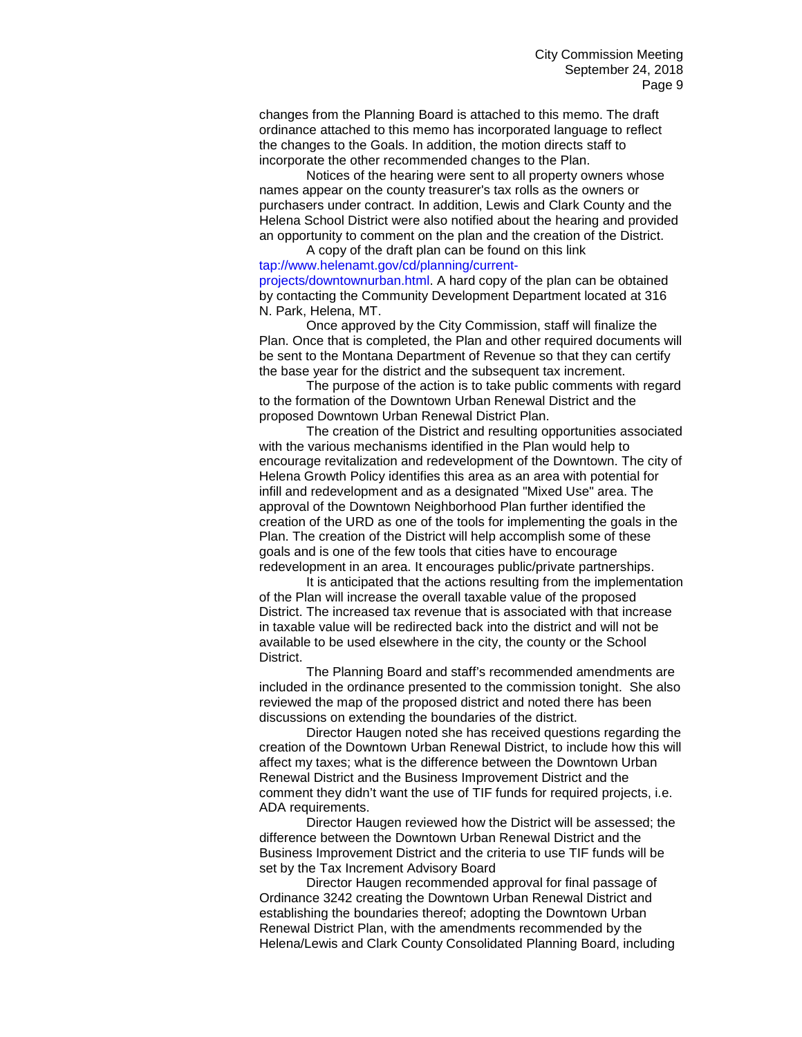changes from the Planning Board is attached to this memo. The draft ordinance attached to this memo has incorporated language to reflect the changes to the Goals. In addition, the motion directs staff to incorporate the other recommended changes to the Plan.

Notices of the hearing were sent to all property owners whose names appear on the county treasurer's tax rolls as the owners or purchasers under contract. In addition, Lewis and Clark County and the Helena School District were also notified about the hearing and provided an opportunity to comment on the plan and the creation of the District.

A copy of the draft plan can be found on this link tap://www.helenamt.gov/cd/planning/current-projects/downtownurban.html. A hard copy of the plan can be obtained by contacting the Community Development Department located at 316 N. Park, Helena, MT.

Once approved by the City Commission, staff will finalize the Plan. Once that is completed, the Plan and other required documents will be sent to the Montana Department of Revenue so that they can certify the base year for the district and the subsequent tax increment.

The purpose of the action is to take public comments with regard to the formation of the Downtown Urban Renewal District and the proposed Downtown Urban Renewal District Plan.

The creation of the District and resulting opportunities associated with the various mechanisms identified in the Plan would help to encourage revitalization and redevelopment of the Downtown. The city of Helena Growth Policy identifies this area as an area with potential for infill and redevelopment and as a designated "Mixed Use" area. The approval of the Downtown Neighborhood Plan further identified the creation of the URD as one of the tools for implementing the goals in the Plan. The creation of the District will help accomplish some of these goals and is one of the few tools that cities have to encourage redevelopment in an area. It encourages public/private partnerships.

It is anticipated that the actions resulting from the implementation of the Plan will increase the overall taxable value of the proposed District. The increased tax revenue that is associated with that increase in taxable value will be redirected back into the district and will not be available to be used elsewhere in the city, the county or the School District.

The Planning Board and staff's recommended amendments are included in the ordinance presented to the commission tonight. She also reviewed the map of the proposed district and noted there has been discussions on extending the boundaries of the district.

Director Haugen noted she has received questions regarding the creation of the Downtown Urban Renewal District, to include how this will affect my taxes; what is the difference between the Downtown Urban Renewal District and the Business Improvement District and the comment they didn't want the use of TIF funds for required projects, i.e. ADA requirements.

Director Haugen reviewed how the District will be assessed; the difference between the Downtown Urban Renewal District and the Business Improvement District and the criteria to use TIF funds will be set by the Tax Increment Advisory Board

Director Haugen recommended approval for final passage of Ordinance 3242 creating the Downtown Urban Renewal District and establishing the boundaries thereof; adopting the Downtown Urban Renewal District Plan, with the amendments recommended by the Helena/Lewis and Clark County Consolidated Planning Board, including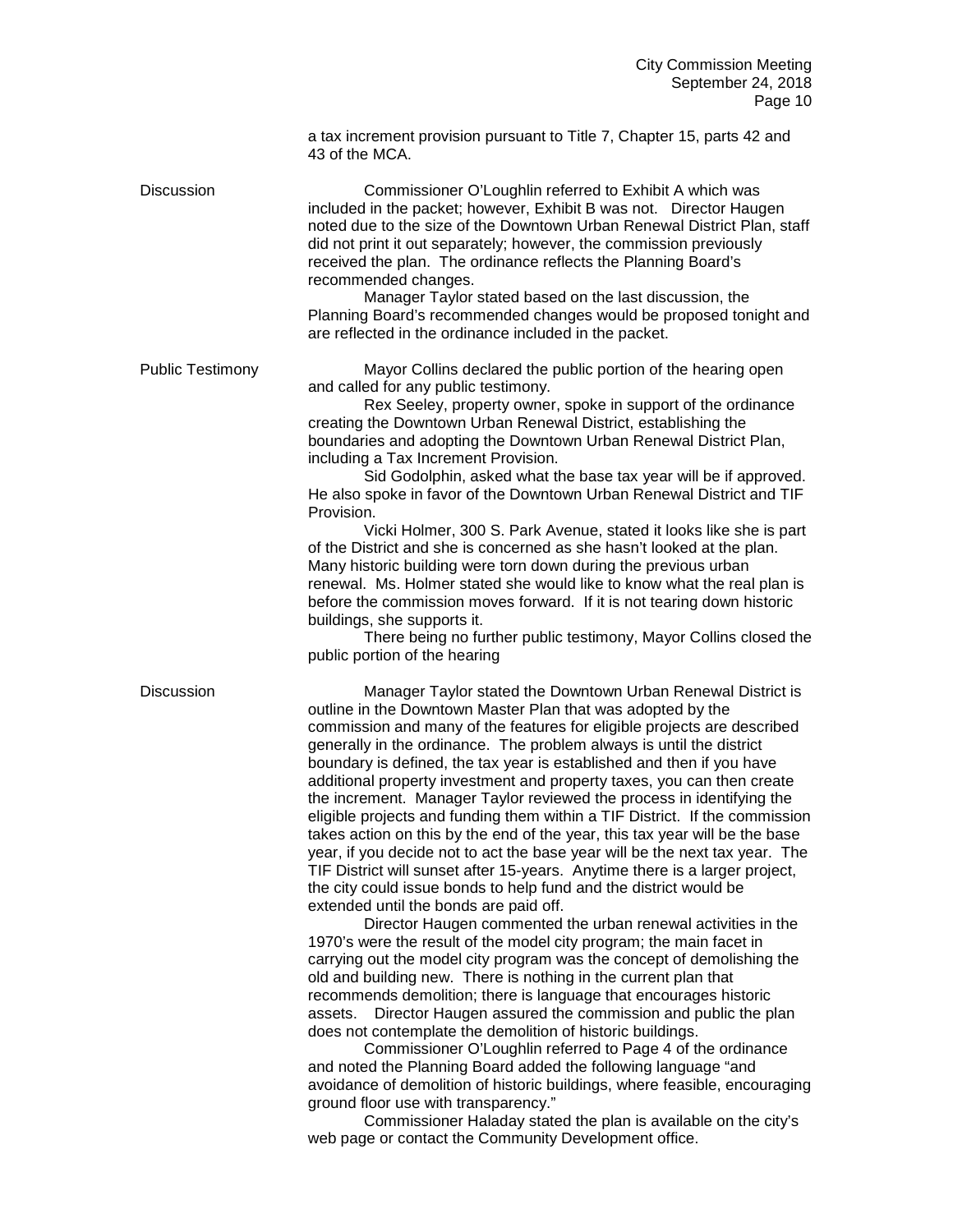a tax increment provision pursuant to Title 7, Chapter 15, parts 42 and 43 of the MCA.

**Discussion**

Commissioner O'Loughlin referred to Exhibit A which was included in the packet; however, Exhibit B was not. Director Haugen noted due to the size of the Downtown Urban Renewal District Plan, staff did not print it out separately; however, the commission previously received the plan. The ordinance reflects the Planning Board's recommended changes.

Manager Taylor stated based on the last discussion, the Planning Board's recommended changes would be proposed tonight and are reflected in the ordinance included in the packet.

**Public Testimony**

Mayor Collins declared the public portion of the hearing open and called for any public testimony.

Rex Seeley, property owner, spoke in support of the ordinance creating the Downtown Urban Renewal District, establishing the boundaries and adopting the Downtown Urban Renewal District Plan, including a Tax Increment Provision.

Sid Godolphin, asked what the base tax year will be if approved. He also spoke in favor of the Downtown Urban Renewal District and TIF Provision.

Vicki Holmer, 300 S. Park Avenue, stated it looks like she is part of the District and she is concerned as she hasn't looked at the plan. Many historic building were torn down during the previous urban renewal. Ms. Holmer stated she would like to know what the real plan is before the commission moves forward. If it is not tearing down historic buildings, she supports it.

There being no further public testimony, Mayor Collins closed the public portion of the hearing

**Discussion**

Manager Taylor stated the Downtown Urban Renewal District is outline in the Downtown Master Plan that was adopted by the commission and many of the features for eligible projects are described generally in the ordinance. The problem always is until the district boundary is defined, the tax year is established and then if you have additional property investment and property taxes, you can then create the increment. Manager Taylor reviewed the process in identifying the eligible projects and funding them within a TIF District. If the commission takes action on this by the end of the year, this tax year will be the base year, if you decide not to act the base year will be the next tax year. The TIF District will sunset after 15-years. Anytime there is a larger project, the city could issue bonds to help fund and the district would be extended until the bonds are paid off.

Director Haugen commented the urban renewal activities in the 1970's were the result of the model city program; the main facet in carrying out the model city program was the concept of demolishing the old and building new. There is nothing in the current plan that recommends demolition; there is language that encourages historic assets. Director Haugen assured the commission and public the plan does not contemplate the demolition of historic buildings.

Commissioner O'Loughlin referred to Page 4 of the ordinance and noted the Planning Board added the following language "and avoidance of demolition of historic buildings, where feasible, encouraging ground floor use with transparency."

Commissioner Haladay stated the plan is available on the city's web page or contact the Community Development office.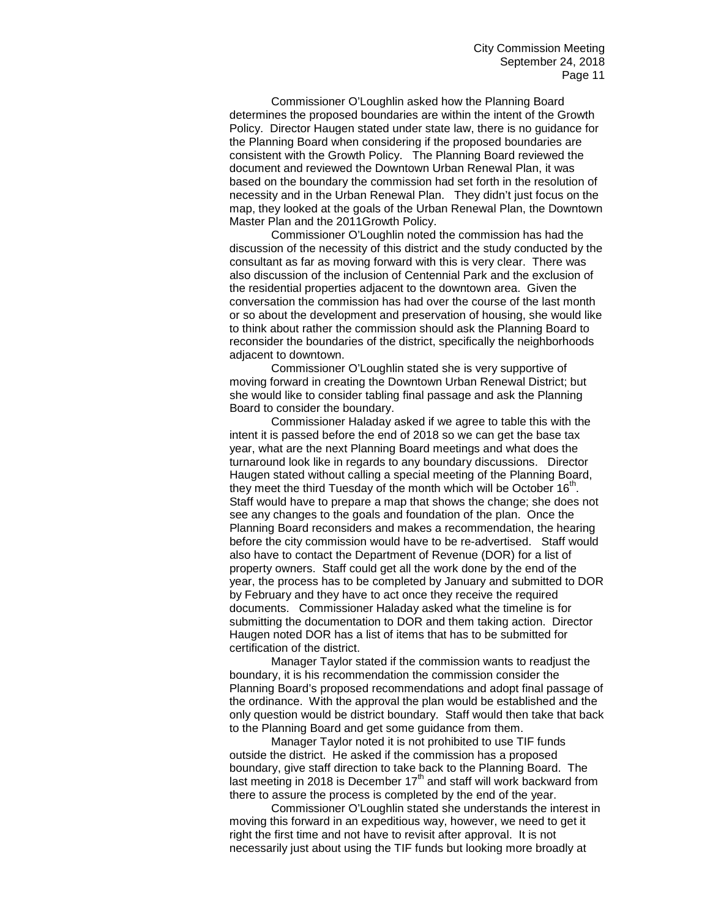Commissioner O'Loughlin asked how the Planning Board determines the proposed boundaries are within the intent of the Growth Policy. Director Haugen stated under state law, there is no guidance for the Planning Board when considering if the proposed boundaries are consistent with the Growth Policy. The Planning Board reviewed the document and reviewed the Downtown Urban Renewal Plan, it was based on the boundary the commission had set forth in the resolution of necessity and in the Urban Renewal Plan. They didn't just focus on the map, they looked at the goals of the Urban Renewal Plan, the Downtown Master Plan and the 2011Growth Policy.

Commissioner O'Loughlin noted the commission has had the discussion of the necessity of this district and the study conducted by the consultant as far as moving forward with this is very clear. There was also discussion of the inclusion of Centennial Park and the exclusion of the residential properties adjacent to the downtown area. Given the conversation the commission has had over the course of the last month or so about the development and preservation of housing, she would like to think about rather the commission should ask the Planning Board to reconsider the boundaries of the district, specifically the neighborhoods adjacent to downtown.

Commissioner O'Loughlin stated she is very supportive of moving forward in creating the Downtown Urban Renewal District; but she would like to consider tabling final passage and ask the Planning Board to consider the boundary.

Commissioner Haladay asked if we agree to table this with the intent it is passed before the end of 2018 so we can get the base tax year, what are the next Planning Board meetings and what does the turnaround look like in regards to any boundary discussions. Director Haugen stated without calling a special meeting of the Planning Board, they meet the third Tuesday of the month which will be October 16th. Staff would have to prepare a map that shows the change; she does not see any changes to the goals and foundation of the plan. Once the Planning Board reconsiders and makes a recommendation, the hearing before the city commission would have to be re-advertised. Staff would also have to contact the Department of Revenue (DOR) for a list of property owners. Staff could get all the work done by the end of the year, the process has to be completed by January and submitted to DOR by February and they have to act once they receive the required documents. Commissioner Haladay asked what the timeline is for submitting the documentation to DOR and them taking action. Director Haugen noted DOR has a list of items that has to be submitted for certification of the district.

Manager Taylor stated if the commission wants to readjust the boundary, it is his recommendation the commission consider the Planning Board's proposed recommendations and adopt final passage of the ordinance. With the approval the plan would be established and the only question would be district boundary. Staff would then take that back to the Planning Board and get some guidance from them.

Manager Taylor noted it is not prohibited to use TIF funds outside the district. He asked if the commission has a proposed boundary, give staff direction to take back to the Planning Board. The last meeting in 2018 is December 17th and staff will work backward from there to assure the process is completed by the end of the year.

Commissioner O'Loughlin stated she understands the interest in moving this forward in an expeditious way, however, we need to get it right the first time and not have to revisit after approval. It is not necessarily just about using the TIF funds but looking more broadly at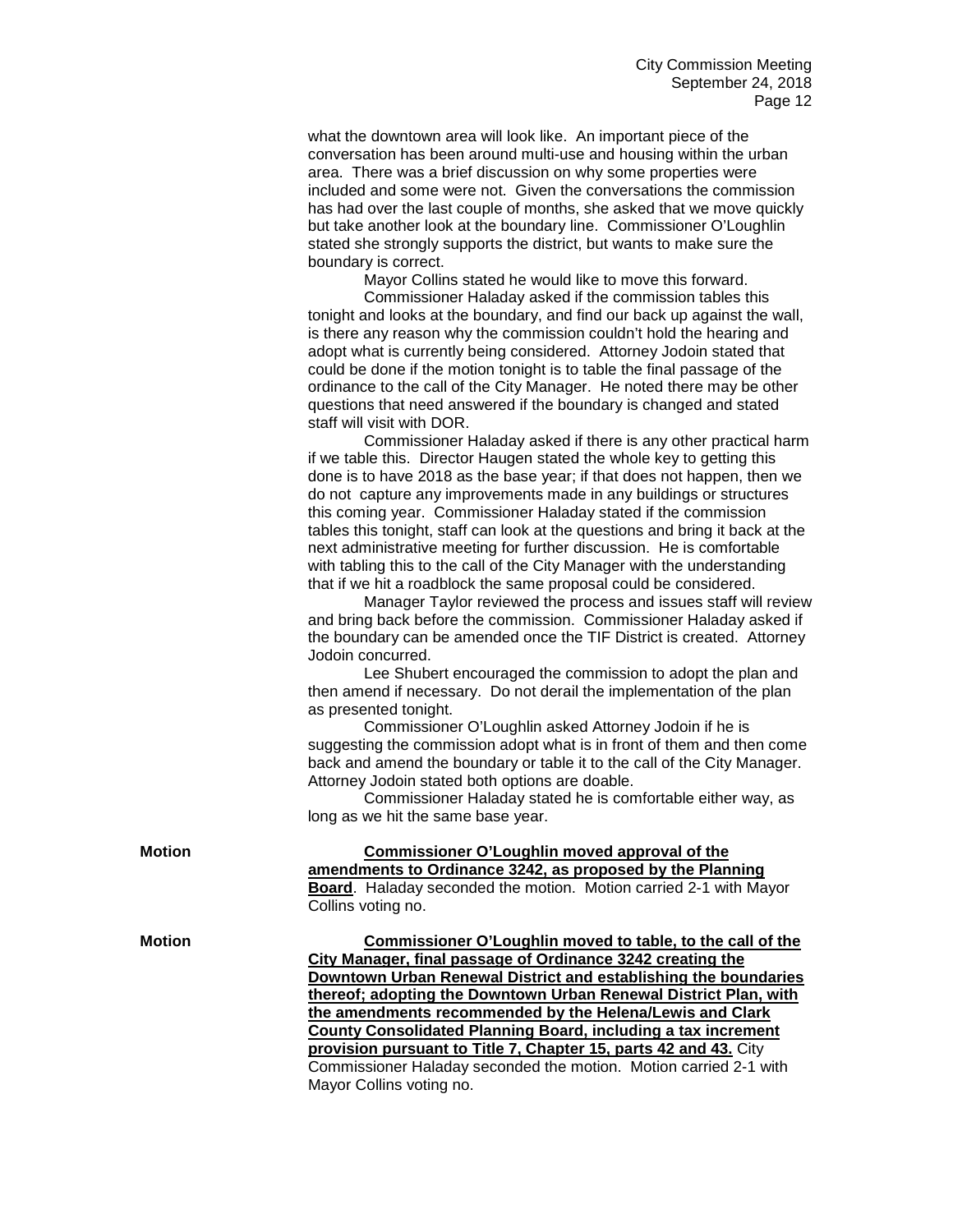what the downtown area will look like. An important piece of the conversation has been around multi-use and housing within the urban area. There was a brief discussion on why some properties were included and some were not. Given the conversations the commission has had over the last couple of months, she asked that we move quickly but take another look at the boundary line. Commissioner O'Loughlin stated she strongly supports the district, but wants to make sure the boundary is correct.

Mayor Collins stated he would like to move this forward.

Commissioner Haladay asked if the commission tables this tonight and looks at the boundary, and find our back up against the wall, is there any reason why the commission couldn't hold the hearing and adopt what is currently being considered. Attorney Jodoin stated that could be done if the motion tonight is to table the final passage of the ordinance to the call of the City Manager. He noted there may be other questions that need answered if the boundary is changed and stated staff will visit with DOR.

Commissioner Haladay asked if there is any other practical harm if we table this. Director Haugen stated the whole key to getting this done is to have 2018 as the base year; if that does not happen, then we do not capture any improvements made in any buildings or structures this coming year. Commissioner Haladay stated if the commission tables this tonight, staff can look at the questions and bring it back at the next administrative meeting for further discussion. He is comfortable with tabling this to the call of the City Manager with the understanding that if we hit a roadblock the same proposal could be considered.

Manager Taylor reviewed the process and issues staff will review and bring back before the commission. Commissioner Haladay asked if the boundary can be amended once the TIF District is created. Attorney Jodoin concurred.

Lee Shubert encouraged the commission to adopt the plan and then amend if necessary. Do not derail the implementation of the plan as presented tonight.

Commissioner O'Loughlin asked Attorney Jodoin if he is suggesting the commission adopt what is in front of them and then come back and amend the boundary or table it to the call of the City Manager. Attorney Jodoin stated both options are doable.

Commissioner Haladay stated he is comfortable either way, as long as we hit the same base year.

**Motion**

**Commissioner O'Loughlin moved approval of the amendments to Ordinance 3242, as proposed by the Planning Board**. Haladay seconded the motion. Motion carried 2-1 with Mayor Collins voting no.

**Motion**

**Commissioner O'Loughlin moved to table, to the call of the City Manager, final passage of Ordinance 3242 creating the Downtown Urban Renewal District and establishing the boundaries thereof; adopting the Downtown Urban Renewal District Plan, with the amendments recommended by the Helena/Lewis and Clark County Consolidated Planning Board, including a tax increment provision pursuant to Title 7, Chapter 15, parts 42 and 43.** City Commissioner Haladay seconded the motion. Motion carried 2-1 with Mayor Collins voting no.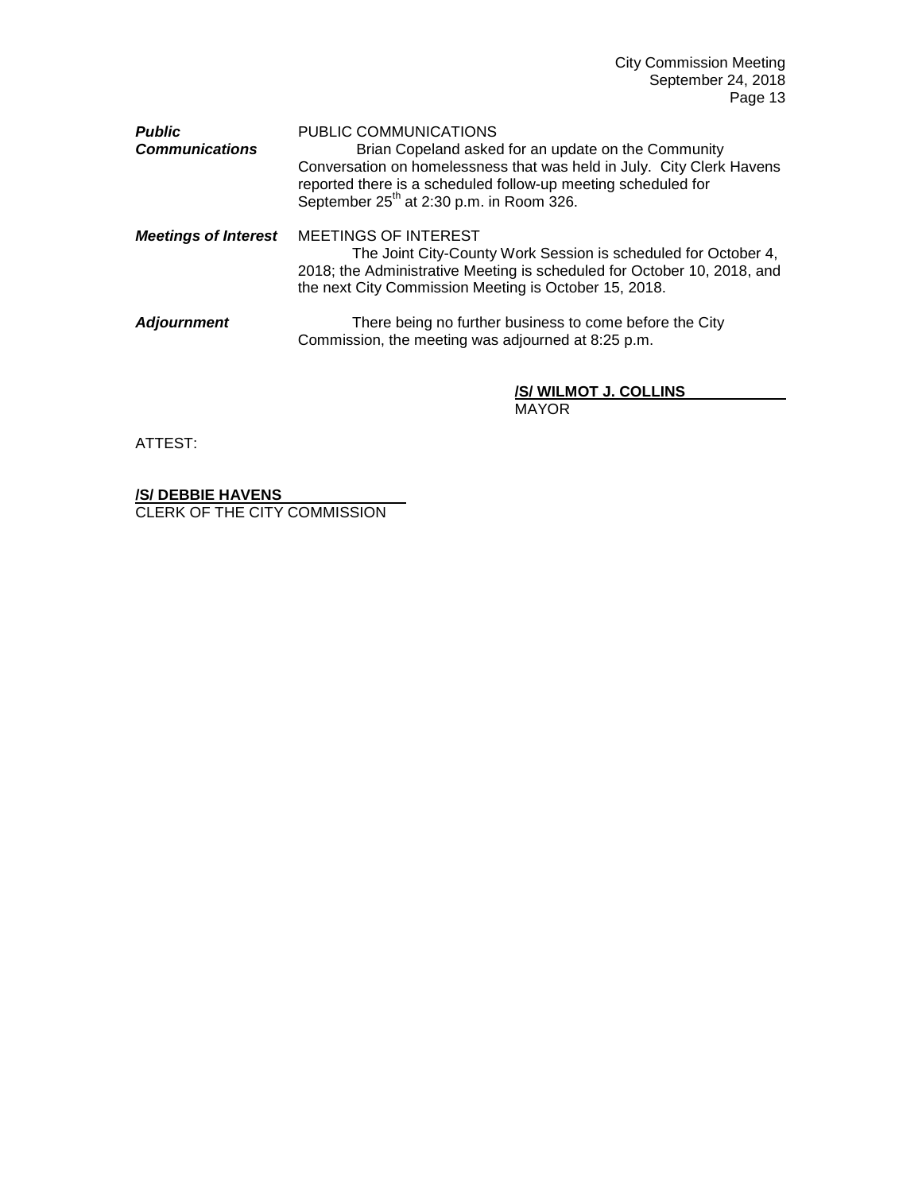***Public Communications***

PUBLIC COMMUNICATIONS

Brian Copeland asked for an update on the Community Conversation on homelessness that was held in July. City Clerk Havens reported there is a scheduled follow-up meeting scheduled for September 25th at 2:30 p.m. in Room 326.

***Meetings of Interest***

MEETINGS OF INTEREST

The Joint City-County Work Session is scheduled for October 4, 2018; the Administrative Meeting is scheduled for October 10, 2018, and the next City Commission Meeting is October 15, 2018.

***Adjournment***

There being no further business to come before the City Commission, the meeting was adjourned at 8:25 p.m.

**/S/ WILMOT J. COLLINS**
MAYOR

ATTEST:

**/S/ DEBBIE HAVENS**
CLERK OF THE CITY COMMISSION